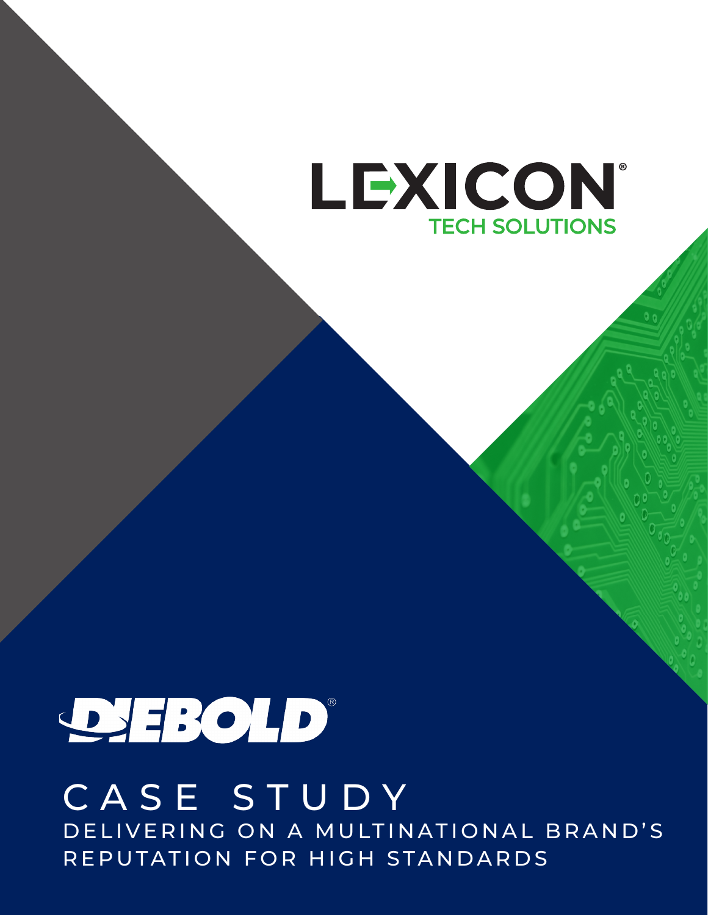LEXICON®

TECH SOLUTIONS

DIEBOLD®

# CASE STUDY

## DELIVERING ON A MULTINATIONAL BRAND'S REPUTATION FOR HIGH STANDARDS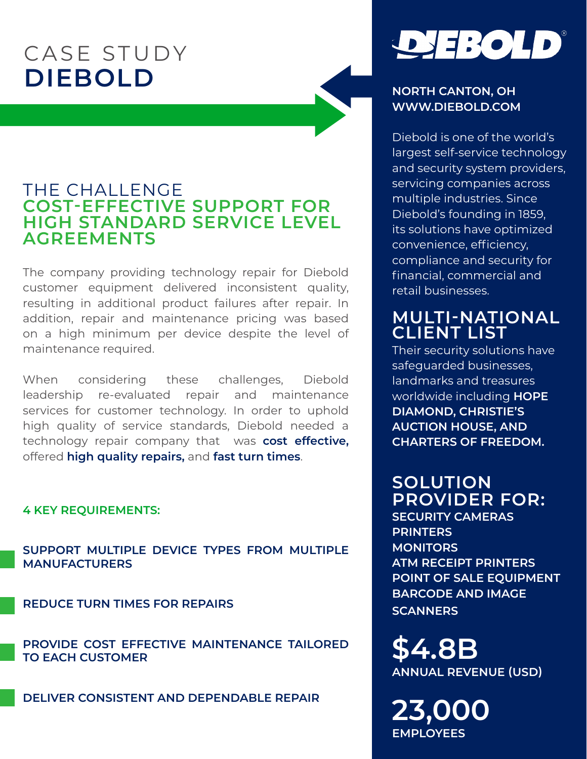# CASE STUDY
# DIEBOLD

## THE CHALLENGE
## COST-EFFECTIVE SUPPORT FOR HIGH STANDARD SERVICE LEVEL AGREEMENTS

The company providing technology repair for Diebold customer equipment delivered inconsistent quality, resulting in additional product failures after repair. In addition, repair and maintenance pricing was based on a high minimum per device despite the level of maintenance required.

When considering these challenges, Diebold leadership re-evaluated repair and maintenance services for customer technology. In order to uphold high quality of service standards, Diebold needed a technology repair company that was **cost effective,** offered **high quality repairs,** and **fast turn times**.

### 4 KEY REQUIREMENTS:

- **SUPPORT MULTIPLE DEVICE TYPES FROM MULTIPLE MANUFACTURERS**
- **REDUCE TURN TIMES FOR REPAIRS**
- **PROVIDE COST EFFECTIVE MAINTENANCE TAILORED TO EACH CUSTOMER**
- **DELIVER CONSISTENT AND DEPENDABLE REPAIR**

DIEBOLD

**NORTH CANTON, OH**
**WWW.DIEBOLD.COM**

Diebold is one of the world's largest self-service technology and security system providers, servicing companies across multiple industries. Since Diebold's founding in 1859, its solutions have optimized convenience, efficiency, compliance and security for financial, commercial and retail businesses.

## MULTI-NATIONAL CLIENT LIST

Their security solutions have safeguarded businesses, landmarks and treasures worldwide including **HOPE DIAMOND, CHRISTIE'S AUCTION HOUSE, AND CHARTERS OF FREEDOM.**

## SOLUTION PROVIDER FOR:

**SECURITY CAMERAS**
**PRINTERS**
**MONITORS**
**ATM RECEIPT PRINTERS**
**POINT OF SALE EQUIPMENT**
**BARCODE AND IMAGE SCANNERS**

**$4.8B**
**ANNUAL REVENUE (USD)**

**23,000**
**EMPLOYEES**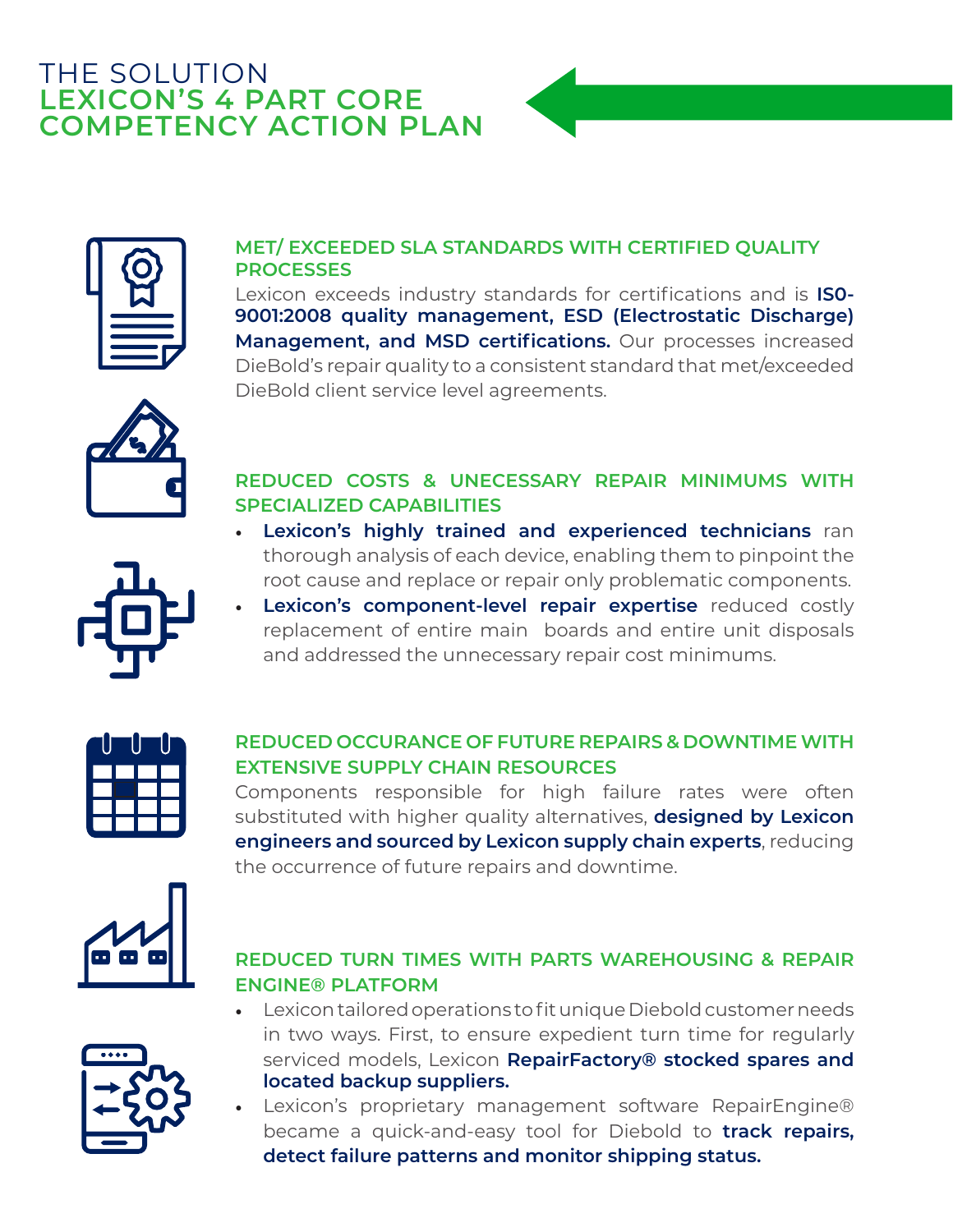# THE SOLUTION
# LEXICON'S 4 PART CORE COMPETENCY ACTION PLAN

### MET/ EXCEEDED SLA STANDARDS WITH CERTIFIED QUALITY PROCESSES

Lexicon exceeds industry standards for certifications and is **IS0-9001:2008 quality management, ESD (Electrostatic Discharge) Management, and MSD certifications.** Our processes increased DieBold's repair quality to a consistent standard that met/exceeded DieBold client service level agreements.

### REDUCED COSTS & UNECESSARY REPAIR MINIMUMS WITH SPECIALIZED CAPABILITIES

- **Lexicon's highly trained and experienced technicians** ran thorough analysis of each device, enabling them to pinpoint the root cause and replace or repair only problematic components.
- **Lexicon's component-level repair expertise** reduced costly replacement of entire main boards and entire unit disposals and addressed the unnecessary repair cost minimums.

### REDUCED OCCURANCE OF FUTURE REPAIRS & DOWNTIME WITH EXTENSIVE SUPPLY CHAIN RESOURCES

Components responsible for high failure rates were often substituted with higher quality alternatives, **designed by Lexicon engineers and sourced by Lexicon supply chain experts**, reducing the occurrence of future repairs and downtime.

### REDUCED TURN TIMES WITH PARTS WAREHOUSING & REPAIR ENGINE® PLATFORM

- Lexicon tailored operations to fit unique Diebold customer needs in two ways. First, to ensure expedient turn time for regularly serviced models, Lexicon **RepairFactory® stocked spares and located backup suppliers.**
- Lexicon's proprietary management software RepairEngine® became a quick-and-easy tool for Diebold to **track repairs, detect failure patterns and monitor shipping status.**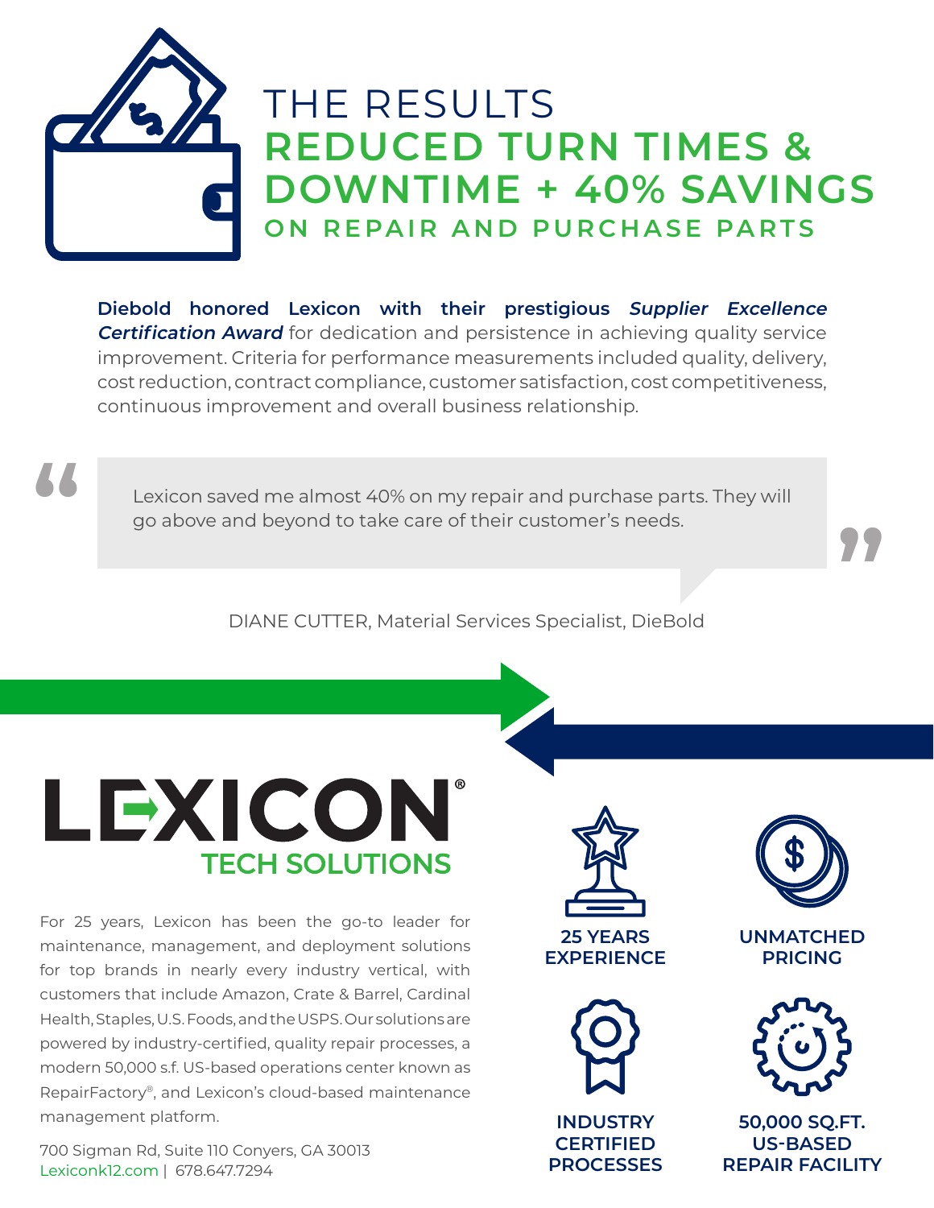# THE RESULTS
## REDUCED TURN TIMES & DOWNTIME + 40% SAVINGS
### ON REPAIR AND PURCHASE PARTS

**Diebold honored Lexicon with their prestigious *Supplier Excellence Certification Award*** for dedication and persistence in achieving quality service improvement. Criteria for performance measurements included quality, delivery, cost reduction, contract compliance, customer satisfaction, cost competitiveness, continuous improvement and overall business relationship.

> "Lexicon saved me almost 40% on my repair and purchase parts. They will go above and beyond to take care of their customer's needs."

DIANE CUTTER, Material Services Specialist, DieBold

# LEXICON®
## TECH SOLUTIONS

For 25 years, Lexicon has been the go-to leader for maintenance, management, and deployment solutions for top brands in nearly every industry vertical, with customers that include Amazon, Crate & Barrel, Cardinal Health, Staples, U.S. Foods, and the USPS. Our solutions are powered by industry-certified, quality repair processes, a modern 50,000 s.f. US-based operations center known as RepairFactory®, and Lexicon's cloud-based maintenance management platform.

700 Sigman Rd, Suite 110 Conyers, GA 30013
Lexiconk12.com | 678.647.7294

**25 YEARS EXPERIENCE**

**UNMATCHED PRICING**

**INDUSTRY CERTIFIED PROCESSES**

**50,000 SQ.FT. US-BASED REPAIR FACILITY**